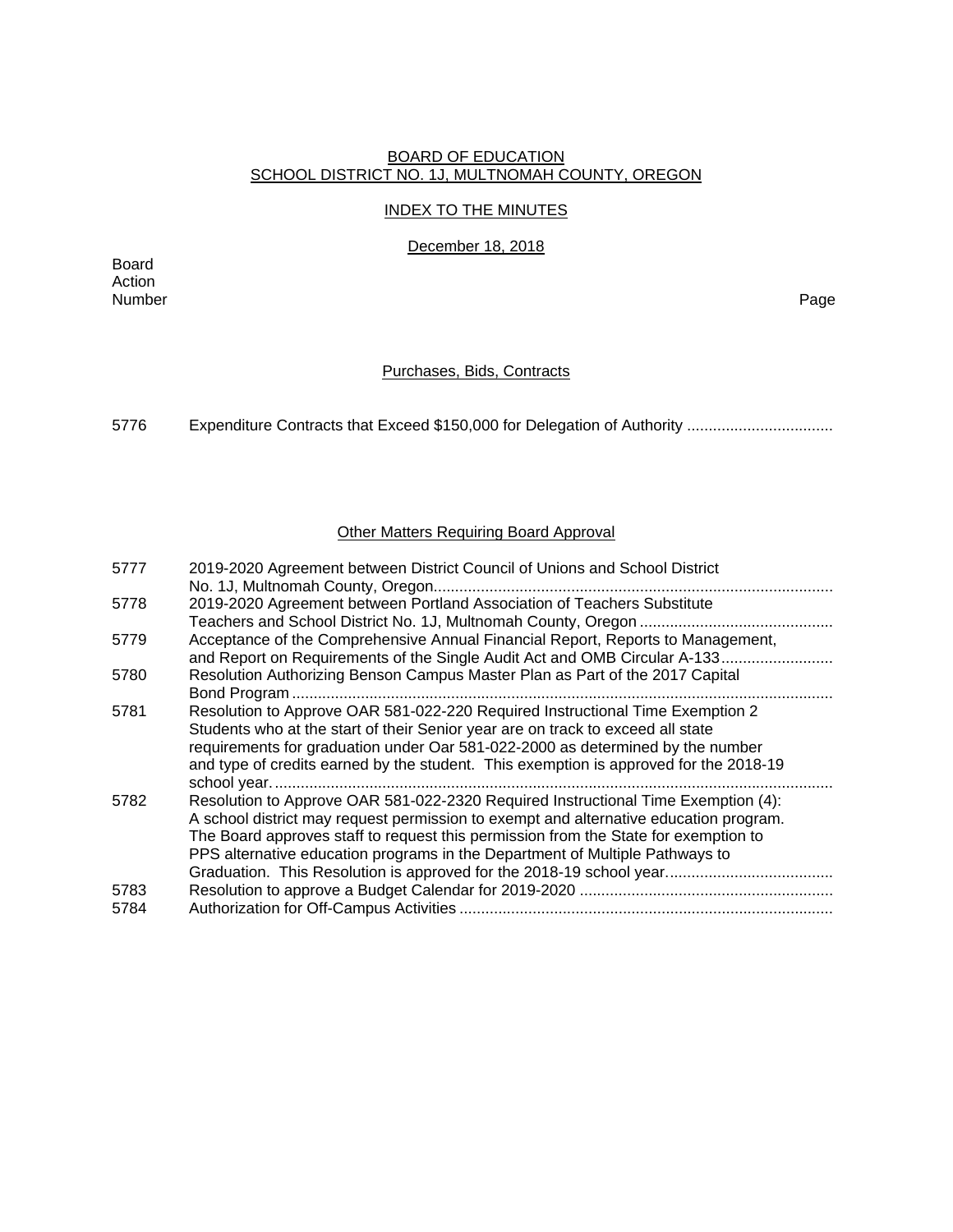BOARD OF EDUCATION
SCHOOL DISTRICT NO. 1J, MULTNOMAH COUNTY, OREGON

INDEX TO THE MINUTES

December 18, 2018

| Board Action Number | | Page |
|---|---|---|

## Purchases, Bids, Contracts

| | | |
|---|---|---|
| 5776 | Expenditure Contracts that Exceed $150,000 for Delegation of Authority .................................. | |

## Other Matters Requiring Board Approval

| | | |
|---|---|---|
| 5777 | 2019-2020 Agreement between District Council of Unions and School District No. 1J, Multnomah County, Oregon............................................................................................ | |
| 5778 | 2019-2020 Agreement between Portland Association of Teachers Substitute Teachers and School District No. 1J, Multnomah County, Oregon ............................................ | |
| 5779 | Acceptance of the Comprehensive Annual Financial Report, Reports to Management, and Report on Requirements of the Single Audit Act and OMB Circular A-133......................... | |
| 5780 | Resolution Authorizing Benson Campus Master Plan as Part of the 2017 Capital Bond Program ............................................................................................................................. | |
| 5781 | Resolution to Approve OAR 581-022-220 Required Instructional Time Exemption 2 Students who at the start of their Senior year are on track to exceed all state requirements for graduation under Oar 581-022-2000 as determined by the number and type of credits earned by the student. This exemption is approved for the 2018-19 school year.................................................................................................................................. | |
| 5782 | Resolution to Approve OAR 581-022-2320 Required Instructional Time Exemption (4): A school district may request permission to exempt and alternative education program. The Board approves staff to request this permission from the State for exemption to PPS alternative education programs in the Department of Multiple Pathways to Graduation. This Resolution is approved for the 2018-19 school year...................................... | |
| 5783 | Resolution to approve a Budget Calendar for 2019-2020 .......................................................... | |
| 5784 | Authorization for Off-Campus Activities ...................................................................................... | |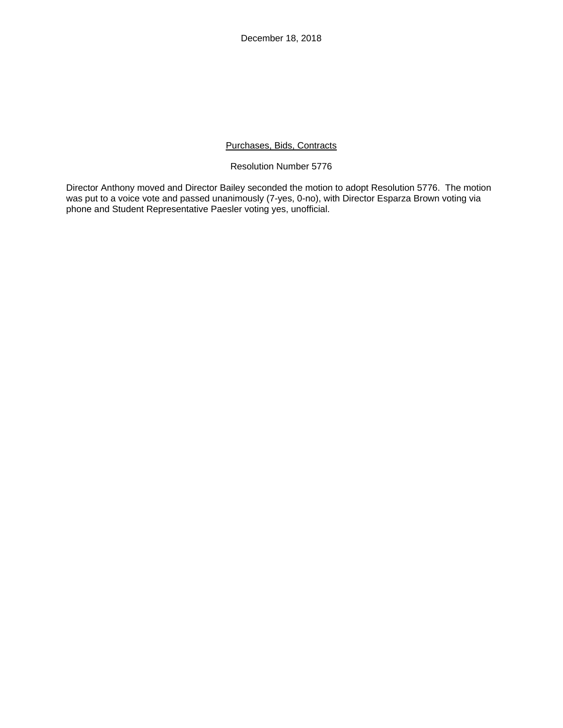December 18, 2018

Purchases, Bids, Contracts

Resolution Number 5776

Director Anthony moved and Director Bailey seconded the motion to adopt Resolution 5776. The motion was put to a voice vote and passed unanimously (7-yes, 0-no), with Director Esparza Brown voting via phone and Student Representative Paesler voting yes, unofficial.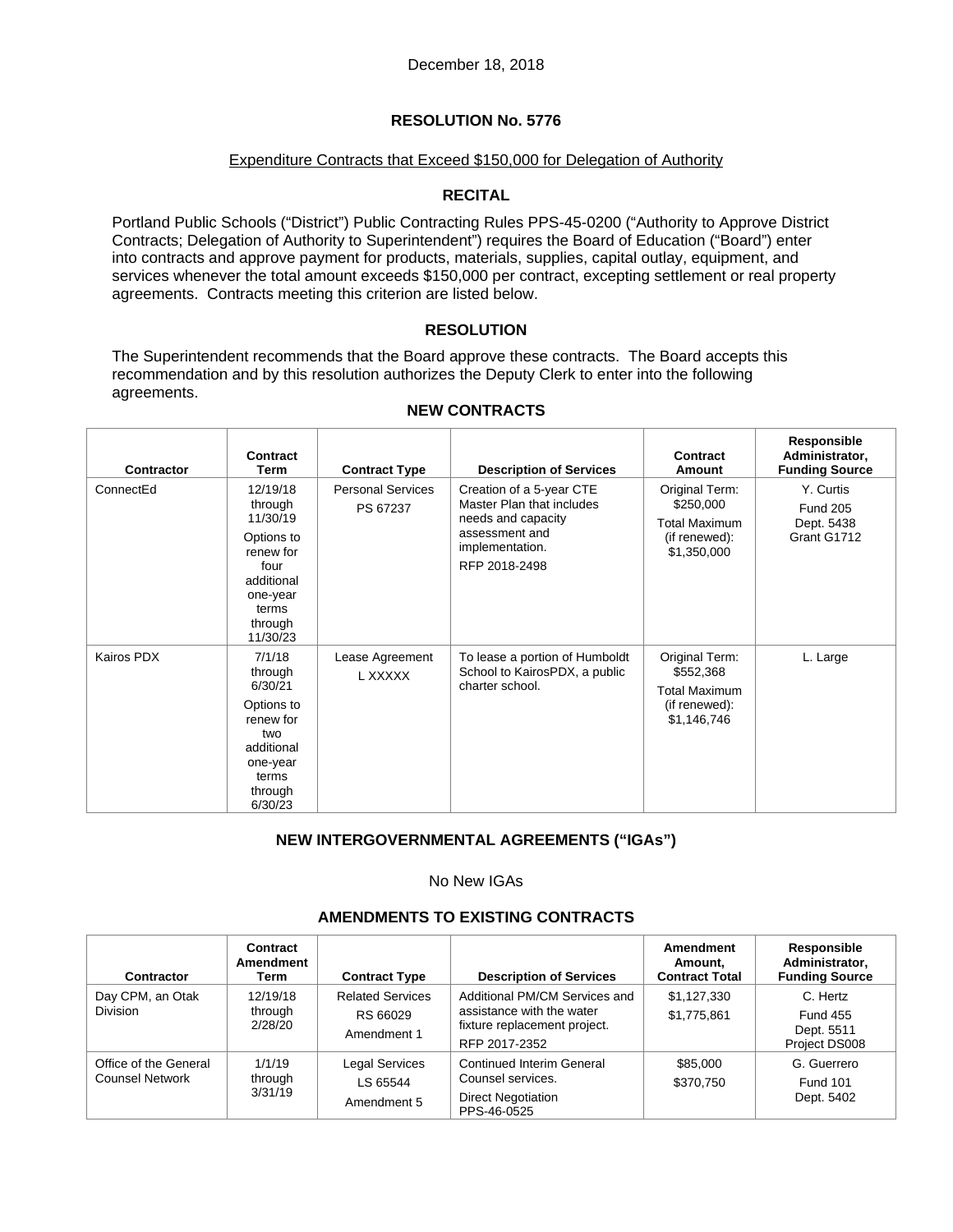December 18, 2018

## RESOLUTION No. 5776

Expenditure Contracts that Exceed $150,000 for Delegation of Authority

### RECITAL

Portland Public Schools ("District") Public Contracting Rules PPS-45-0200 ("Authority to Approve District Contracts; Delegation of Authority to Superintendent") requires the Board of Education ("Board") enter into contracts and approve payment for products, materials, supplies, capital outlay, equipment, and services whenever the total amount exceeds $150,000 per contract, excepting settlement or real property agreements. Contracts meeting this criterion are listed below.

### RESOLUTION

The Superintendent recommends that the Board approve these contracts. The Board accepts this recommendation and by this resolution authorizes the Deputy Clerk to enter into the following agreements.

### NEW CONTRACTS

| Contractor | Contract Term | Contract Type | Description of Services | Contract Amount | Responsible Administrator, Funding Source |
|---|---|---|---|---|---|
| ConnectEd | 12/19/18 through 11/30/19<br>Options to renew for four additional one-year terms through 11/30/23 | Personal Services<br>PS 67237 | Creation of a 5-year CTE Master Plan that includes needs and capacity assessment and implementation.<br>RFP 2018-2498 | Original Term: $250,000<br>Total Maximum (if renewed): $1,350,000 | Y. Curtis<br>Fund 205<br>Dept. 5438<br>Grant G1712 |
| Kairos PDX | 7/1/18 through 6/30/21<br>Options to renew for two additional one-year terms through 6/30/23 | Lease Agreement<br>L XXXXX | To lease a portion of Humboldt School to KairosPDX, a public charter school. | Original Term: $552,368<br>Total Maximum (if renewed): $1,146,746 | L. Large |

### NEW INTERGOVERNMENTAL AGREEMENTS ("IGAs")

No New IGAs

### AMENDMENTS TO EXISTING CONTRACTS

| Contractor | Contract Amendment Term | Contract Type | Description of Services | Amendment Amount, Contract Total | Responsible Administrator, Funding Source |
|---|---|---|---|---|---|
| Day CPM, an Otak Division | 12/19/18 through 2/28/20 | Related Services<br>RS 66029<br>Amendment 1 | Additional PM/CM Services and assistance with the water fixture replacement project.<br>RFP 2017-2352 | $1,127,330<br>$1,775,861 | C. Hertz<br>Fund 455<br>Dept. 5511<br>Project DS008 |
| Office of the General Counsel Network | 1/1/19 through 3/31/19 | Legal Services<br>LS 65544<br>Amendment 5 | Continued Interim General Counsel services.<br>Direct Negotiation PPS-46-0525 | $85,000<br>$370,750 | G. Guerrero<br>Fund 101<br>Dept. 5402 |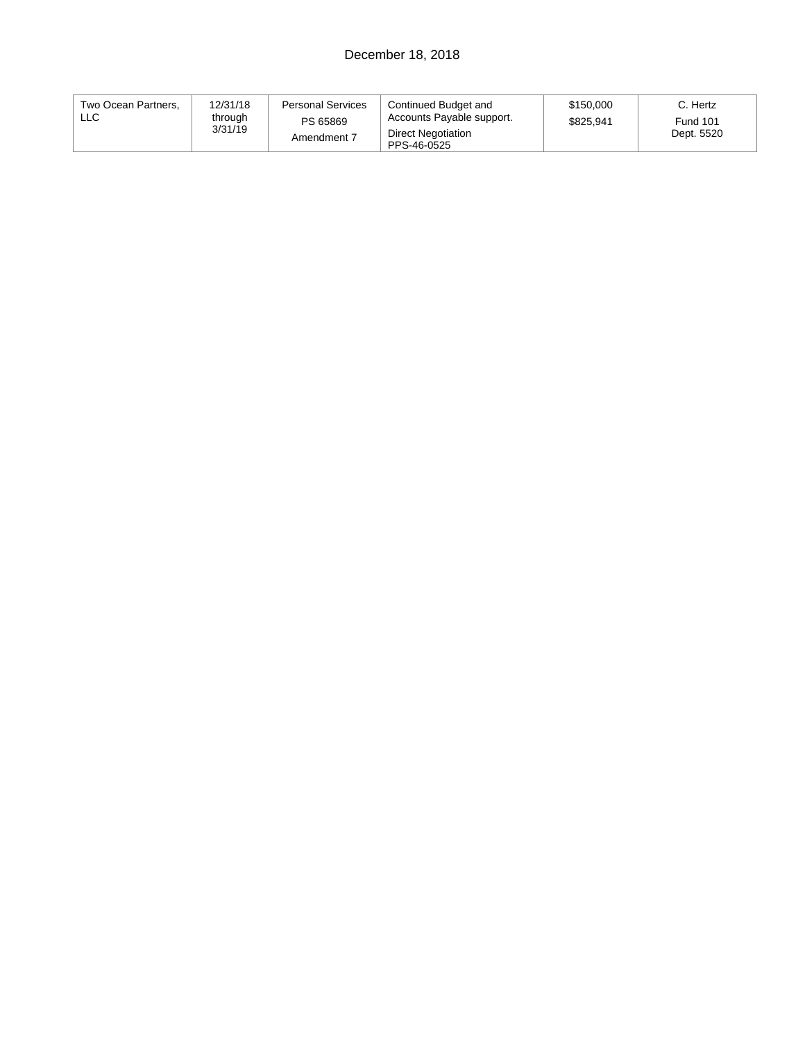December 18, 2018

| | | | | | |
|---|---|---|---|---|---|
| Two Ocean Partners, LLC | 12/31/18 through 3/31/19 | Personal Services PS 65869 Amendment 7 | Continued Budget and Accounts Payable support. Direct Negotiation PPS-46-0525 | \$150,000 \$825,941 | C. Hertz Fund 101 Dept. 5520 |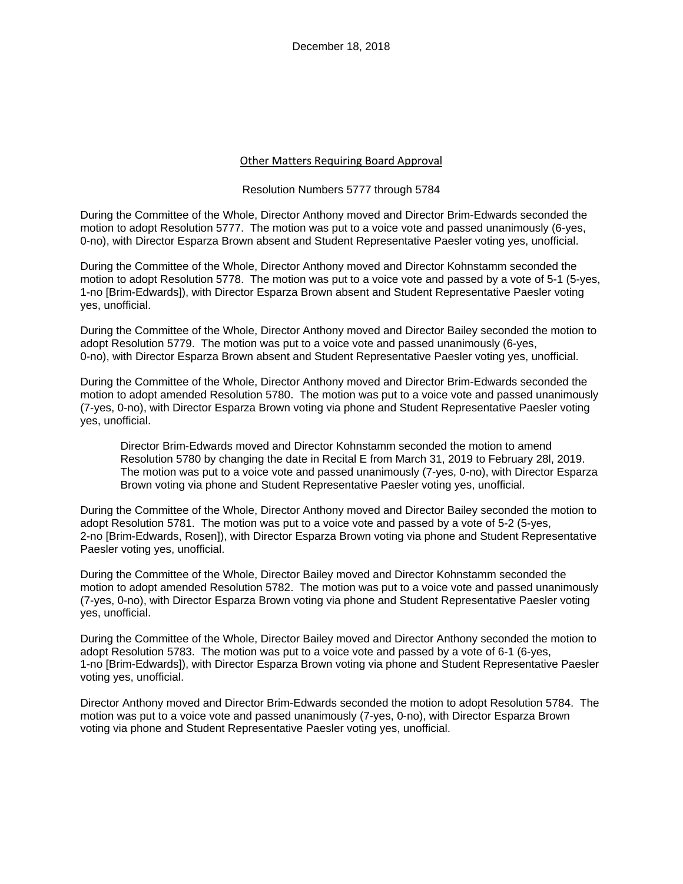December 18, 2018

## Other Matters Requiring Board Approval

Resolution Numbers 5777 through 5784

During the Committee of the Whole, Director Anthony moved and Director Brim-Edwards seconded the motion to adopt Resolution 5777. The motion was put to a voice vote and passed unanimously (6-yes, 0-no), with Director Esparza Brown absent and Student Representative Paesler voting yes, unofficial.

During the Committee of the Whole, Director Anthony moved and Director Kohnstamm seconded the motion to adopt Resolution 5778. The motion was put to a voice vote and passed by a vote of 5-1 (5-yes, 1-no [Brim-Edwards]), with Director Esparza Brown absent and Student Representative Paesler voting yes, unofficial.

During the Committee of the Whole, Director Anthony moved and Director Bailey seconded the motion to adopt Resolution 5779. The motion was put to a voice vote and passed unanimously (6-yes, 0-no), with Director Esparza Brown absent and Student Representative Paesler voting yes, unofficial.

During the Committee of the Whole, Director Anthony moved and Director Brim-Edwards seconded the motion to adopt amended Resolution 5780. The motion was put to a voice vote and passed unanimously (7-yes, 0-no), with Director Esparza Brown voting via phone and Student Representative Paesler voting yes, unofficial.

> Director Brim-Edwards moved and Director Kohnstamm seconded the motion to amend Resolution 5780 by changing the date in Recital E from March 31, 2019 to February 28l, 2019. The motion was put to a voice vote and passed unanimously (7-yes, 0-no), with Director Esparza Brown voting via phone and Student Representative Paesler voting yes, unofficial.

During the Committee of the Whole, Director Anthony moved and Director Bailey seconded the motion to adopt Resolution 5781. The motion was put to a voice vote and passed by a vote of 5-2 (5-yes, 2-no [Brim-Edwards, Rosen]), with Director Esparza Brown voting via phone and Student Representative Paesler voting yes, unofficial.

During the Committee of the Whole, Director Bailey moved and Director Kohnstamm seconded the motion to adopt amended Resolution 5782. The motion was put to a voice vote and passed unanimously (7-yes, 0-no), with Director Esparza Brown voting via phone and Student Representative Paesler voting yes, unofficial.

During the Committee of the Whole, Director Bailey moved and Director Anthony seconded the motion to adopt Resolution 5783. The motion was put to a voice vote and passed by a vote of 6-1 (6-yes, 1-no [Brim-Edwards]), with Director Esparza Brown voting via phone and Student Representative Paesler voting yes, unofficial.

Director Anthony moved and Director Brim-Edwards seconded the motion to adopt Resolution 5784. The motion was put to a voice vote and passed unanimously (7-yes, 0-no), with Director Esparza Brown voting via phone and Student Representative Paesler voting yes, unofficial.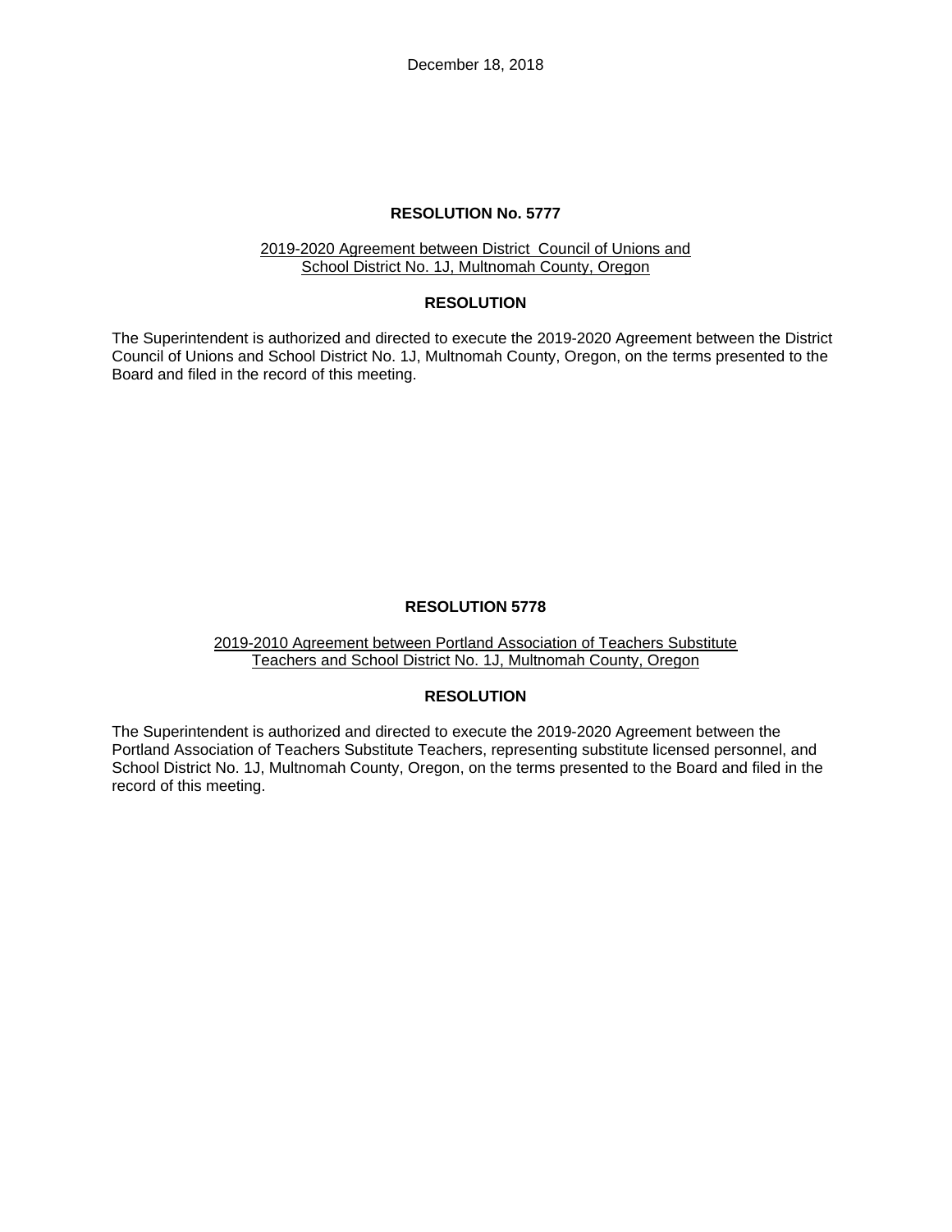December 18, 2018

## RESOLUTION No. 5777

2019-2020 Agreement between District  Council of Unions and School District No. 1J, Multnomah County, Oregon

### RESOLUTION

The Superintendent is authorized and directed to execute the 2019-2020 Agreement between the District Council of Unions and School District No. 1J, Multnomah County, Oregon, on the terms presented to the Board and filed in the record of this meeting.

## RESOLUTION 5778

2019-2010 Agreement between Portland Association of Teachers Substitute Teachers and School District No. 1J, Multnomah County, Oregon

### RESOLUTION

The Superintendent is authorized and directed to execute the 2019-2020 Agreement between the Portland Association of Teachers Substitute Teachers, representing substitute licensed personnel, and School District No. 1J, Multnomah County, Oregon, on the terms presented to the Board and filed in the record of this meeting.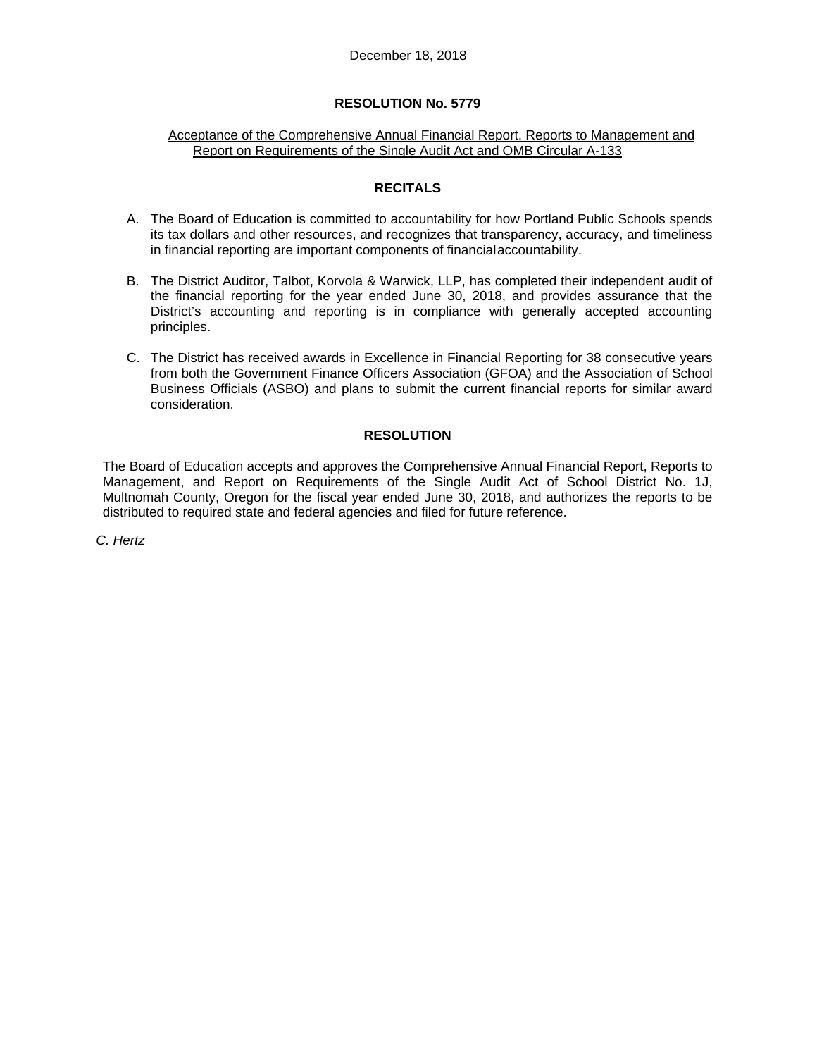December 18, 2018

## RESOLUTION No. 5779

Acceptance of the Comprehensive Annual Financial Report, Reports to Management and Report on Requirements of the Single Audit Act and OMB Circular A-133

### RECITALS

A. The Board of Education is committed to accountability for how Portland Public Schools spends its tax dollars and other resources, and recognizes that transparency, accuracy, and timeliness in financial reporting are important components of financial accountability.

B. The District Auditor, Talbot, Korvola & Warwick, LLP, has completed their independent audit of the financial reporting for the year ended June 30, 2018, and provides assurance that the District's accounting and reporting is in compliance with generally accepted accounting principles.

C. The District has received awards in Excellence in Financial Reporting for 38 consecutive years from both the Government Finance Officers Association (GFOA) and the Association of School Business Officials (ASBO) and plans to submit the current financial reports for similar award consideration.

### RESOLUTION

The Board of Education accepts and approves the Comprehensive Annual Financial Report, Reports to Management, and Report on Requirements of the Single Audit Act of School District No. 1J, Multnomah County, Oregon for the fiscal year ended June 30, 2018, and authorizes the reports to be distributed to required state and federal agencies and filed for future reference.

*C. Hertz*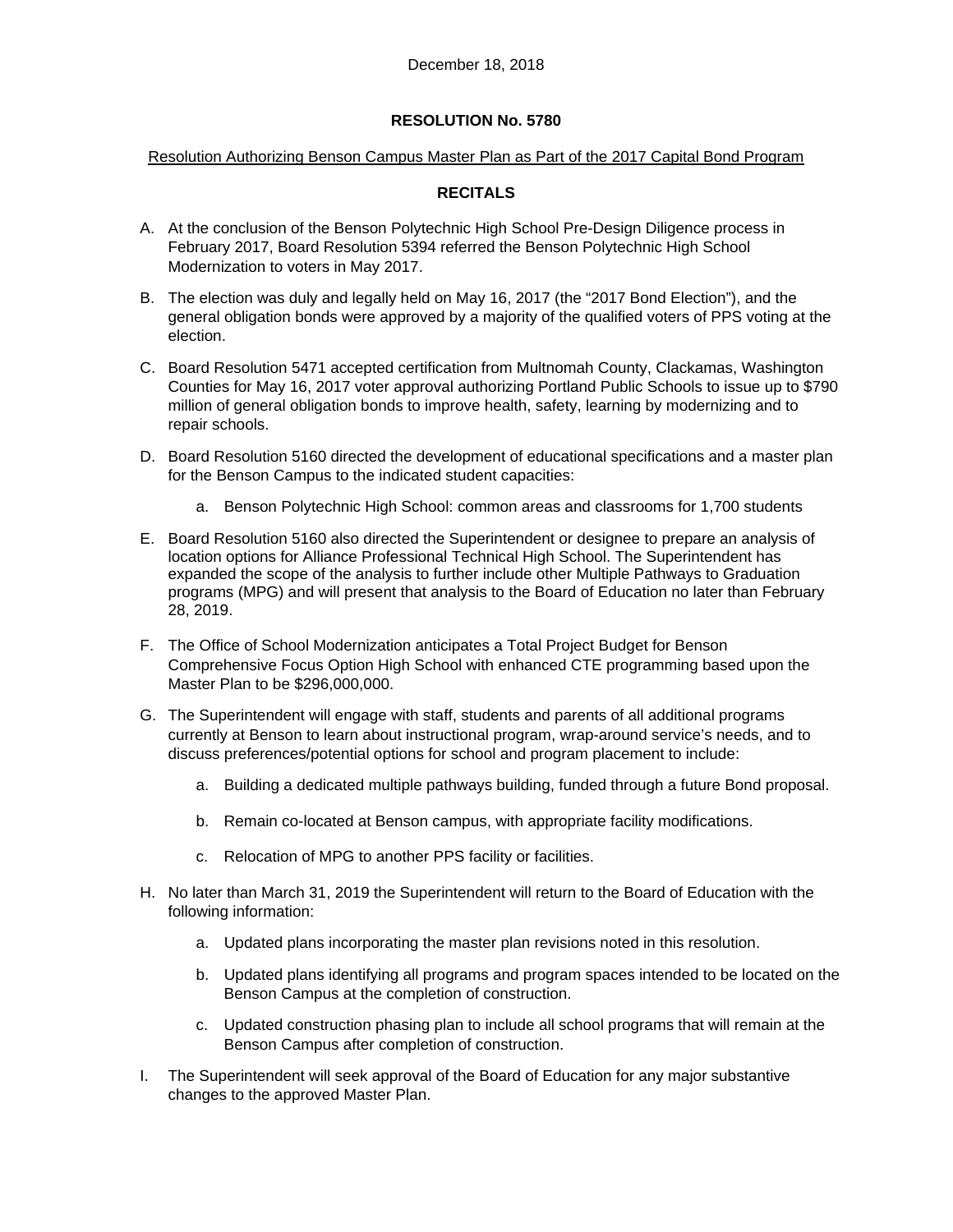December 18, 2018

**RESOLUTION No. 5780**

Resolution Authorizing Benson Campus Master Plan as Part of the 2017 Capital Bond Program

**RECITALS**

A. At the conclusion of the Benson Polytechnic High School Pre-Design Diligence process in February 2017, Board Resolution 5394 referred the Benson Polytechnic High School Modernization to voters in May 2017.

B. The election was duly and legally held on May 16, 2017 (the "2017 Bond Election"), and the general obligation bonds were approved by a majority of the qualified voters of PPS voting at the election.

C. Board Resolution 5471 accepted certification from Multnomah County, Clackamas, Washington Counties for May 16, 2017 voter approval authorizing Portland Public Schools to issue up to $790 million of general obligation bonds to improve health, safety, learning by modernizing and to repair schools.

D. Board Resolution 5160 directed the development of educational specifications and a master plan for the Benson Campus to the indicated student capacities:

   a. Benson Polytechnic High School: common areas and classrooms for 1,700 students

E. Board Resolution 5160 also directed the Superintendent or designee to prepare an analysis of location options for Alliance Professional Technical High School. The Superintendent has expanded the scope of the analysis to further include other Multiple Pathways to Graduation programs (MPG) and will present that analysis to the Board of Education no later than February 28, 2019.

F. The Office of School Modernization anticipates a Total Project Budget for Benson Comprehensive Focus Option High School with enhanced CTE programming based upon the Master Plan to be $296,000,000.

G. The Superintendent will engage with staff, students and parents of all additional programs currently at Benson to learn about instructional program, wrap-around service's needs, and to discuss preferences/potential options for school and program placement to include:

   a. Building a dedicated multiple pathways building, funded through a future Bond proposal.

   b. Remain co-located at Benson campus, with appropriate facility modifications.

   c. Relocation of MPG to another PPS facility or facilities.

H. No later than March 31, 2019 the Superintendent will return to the Board of Education with the following information:

   a. Updated plans incorporating the master plan revisions noted in this resolution.

   b. Updated plans identifying all programs and program spaces intended to be located on the Benson Campus at the completion of construction.

   c. Updated construction phasing plan to include all school programs that will remain at the Benson Campus after completion of construction.

I. The Superintendent will seek approval of the Board of Education for any major substantive changes to the approved Master Plan.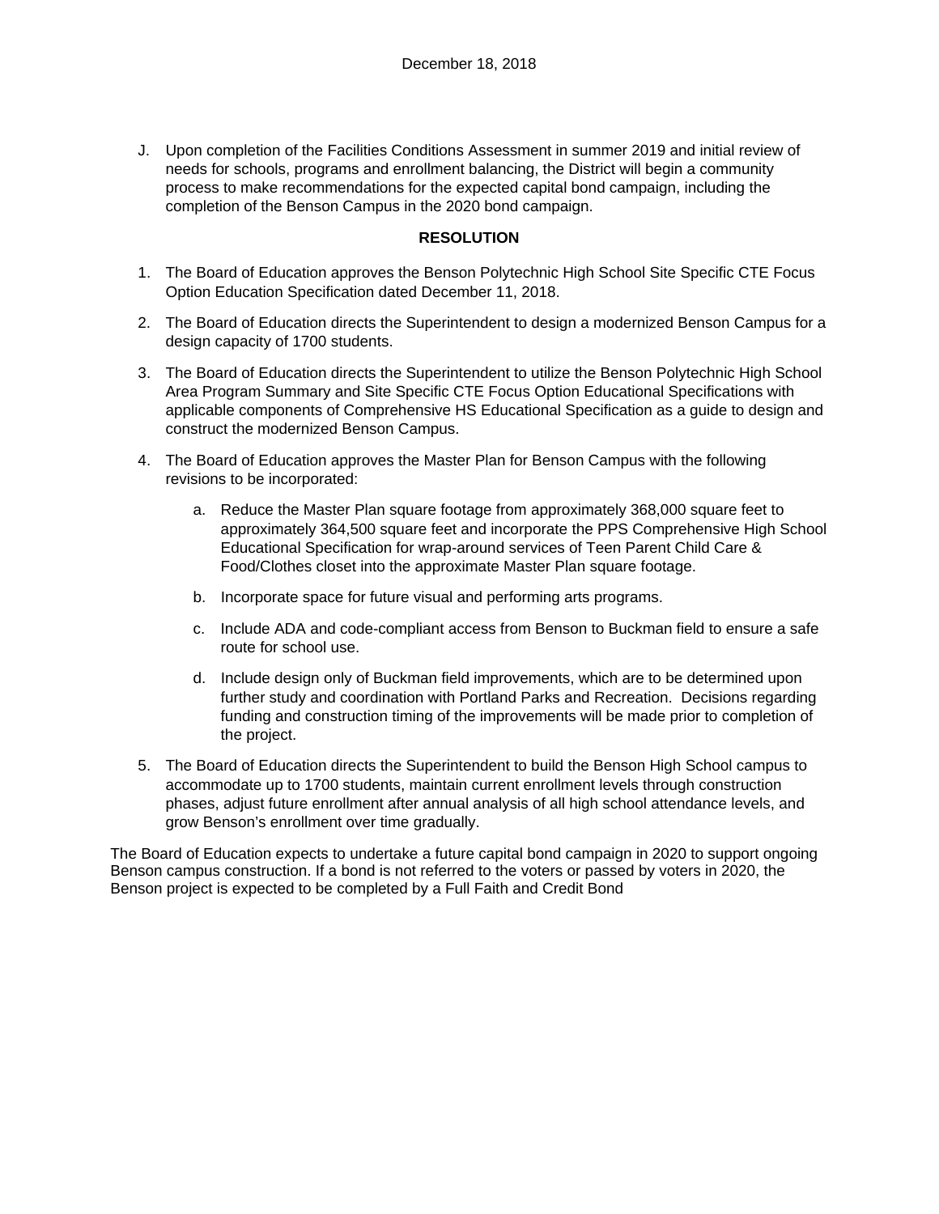J. Upon completion of the Facilities Conditions Assessment in summer 2019 and initial review of needs for schools, programs and enrollment balancing, the District will begin a community process to make recommendations for the expected capital bond campaign, including the completion of the Benson Campus in the 2020 bond campaign.

**RESOLUTION**

1. The Board of Education approves the Benson Polytechnic High School Site Specific CTE Focus Option Education Specification dated December 11, 2018.

2. The Board of Education directs the Superintendent to design a modernized Benson Campus for a design capacity of 1700 students.

3. The Board of Education directs the Superintendent to utilize the Benson Polytechnic High School Area Program Summary and Site Specific CTE Focus Option Educational Specifications with applicable components of Comprehensive HS Educational Specification as a guide to design and construct the modernized Benson Campus.

4. The Board of Education approves the Master Plan for Benson Campus with the following revisions to be incorporated:

    a. Reduce the Master Plan square footage from approximately 368,000 square feet to approximately 364,500 square feet and incorporate the PPS Comprehensive High School Educational Specification for wrap-around services of Teen Parent Child Care & Food/Clothes closet into the approximate Master Plan square footage.

    b. Incorporate space for future visual and performing arts programs.

    c. Include ADA and code-compliant access from Benson to Buckman field to ensure a safe route for school use.

    d. Include design only of Buckman field improvements, which are to be determined upon further study and coordination with Portland Parks and Recreation. Decisions regarding funding and construction timing of the improvements will be made prior to completion of the project.

5. The Board of Education directs the Superintendent to build the Benson High School campus to accommodate up to 1700 students, maintain current enrollment levels through construction phases, adjust future enrollment after annual analysis of all high school attendance levels, and grow Benson's enrollment over time gradually.

The Board of Education expects to undertake a future capital bond campaign in 2020 to support ongoing Benson campus construction. If a bond is not referred to the voters or passed by voters in 2020, the Benson project is expected to be completed by a Full Faith and Credit Bond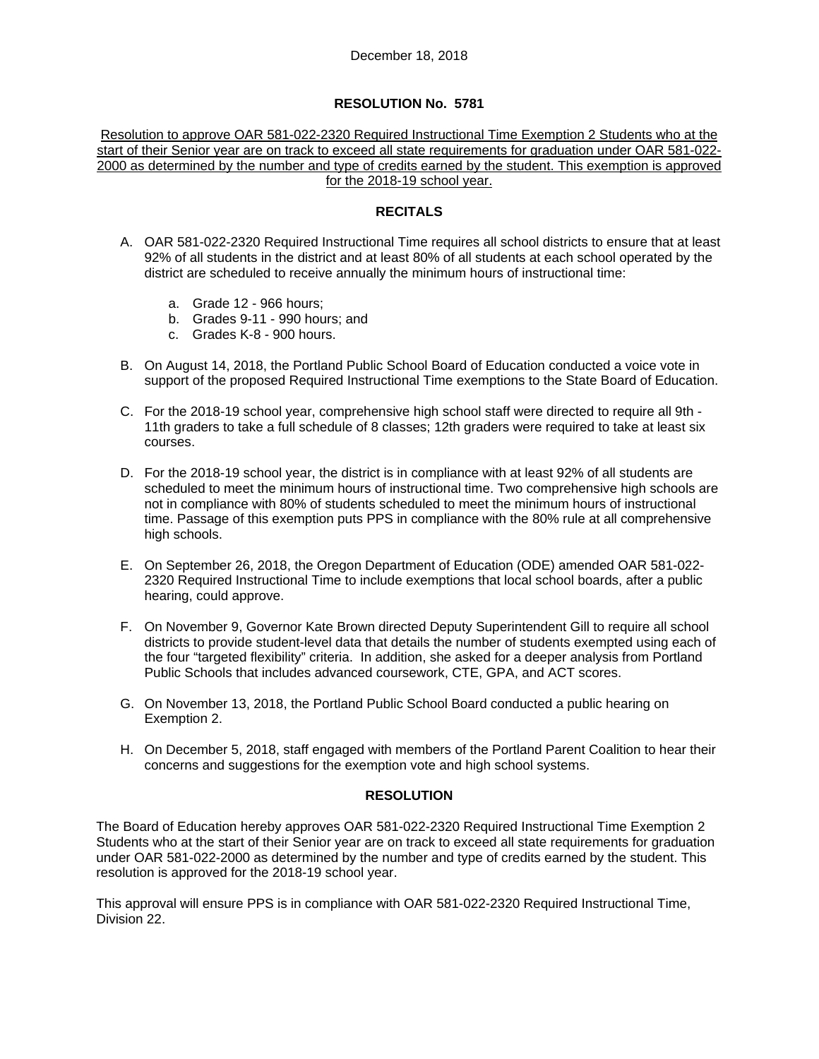December 18, 2018

# RESOLUTION No. 5781

Resolution to approve OAR 581-022-2320 Required Instructional Time Exemption 2 Students who at the start of their Senior year are on track to exceed all state requirements for graduation under OAR 581-022-2000 as determined by the number and type of credits earned by the student. This exemption is approved for the 2018-19 school year.

## RECITALS

A. OAR 581-022-2320 Required Instructional Time requires all school districts to ensure that at least 92% of all students in the district and at least 80% of all students at each school operated by the district are scheduled to receive annually the minimum hours of instructional time:

   a. Grade 12 - 966 hours;
   b. Grades 9-11 - 990 hours; and
   c. Grades K-8 - 900 hours.

B. On August 14, 2018, the Portland Public School Board of Education conducted a voice vote in support of the proposed Required Instructional Time exemptions to the State Board of Education.

C. For the 2018-19 school year, comprehensive high school staff were directed to require all 9th - 11th graders to take a full schedule of 8 classes; 12th graders were required to take at least six courses.

D. For the 2018-19 school year, the district is in compliance with at least 92% of all students are scheduled to meet the minimum hours of instructional time. Two comprehensive high schools are not in compliance with 80% of students scheduled to meet the minimum hours of instructional time. Passage of this exemption puts PPS in compliance with the 80% rule at all comprehensive high schools.

E. On September 26, 2018, the Oregon Department of Education (ODE) amended OAR 581-022-2320 Required Instructional Time to include exemptions that local school boards, after a public hearing, could approve.

F. On November 9, Governor Kate Brown directed Deputy Superintendent Gill to require all school districts to provide student-level data that details the number of students exempted using each of the four "targeted flexibility" criteria. In addition, she asked for a deeper analysis from Portland Public Schools that includes advanced coursework, CTE, GPA, and ACT scores.

G. On November 13, 2018, the Portland Public School Board conducted a public hearing on Exemption 2.

H. On December 5, 2018, staff engaged with members of the Portland Parent Coalition to hear their concerns and suggestions for the exemption vote and high school systems.

## RESOLUTION

The Board of Education hereby approves OAR 581-022-2320 Required Instructional Time Exemption 2 Students who at the start of their Senior year are on track to exceed all state requirements for graduation under OAR 581-022-2000 as determined by the number and type of credits earned by the student. This resolution is approved for the 2018-19 school year.

This approval will ensure PPS is in compliance with OAR 581-022-2320 Required Instructional Time, Division 22.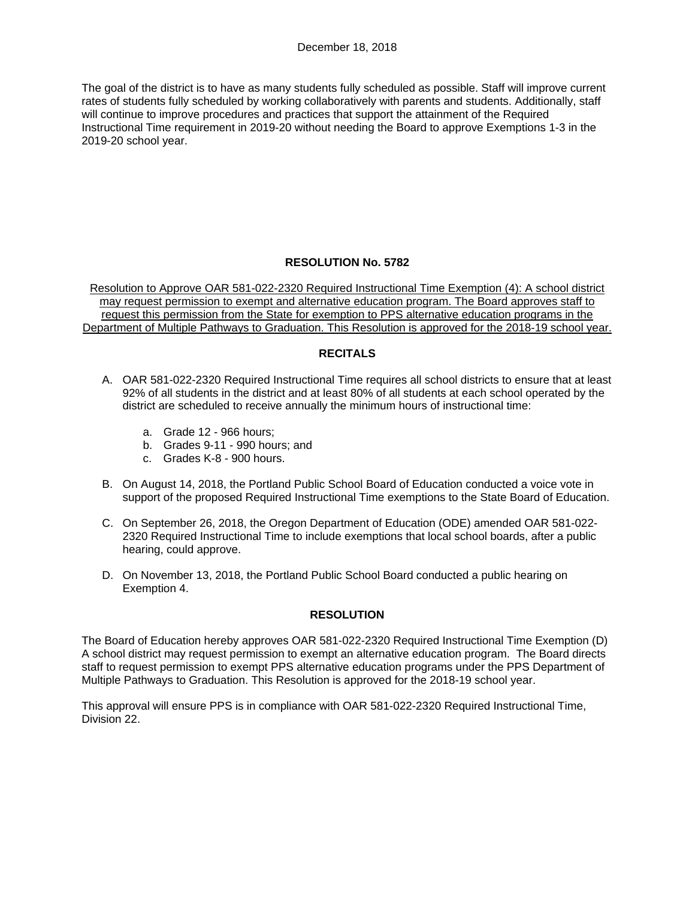December 18, 2018

The goal of the district is to have as many students fully scheduled as possible. Staff will improve current rates of students fully scheduled by working collaboratively with parents and students. Additionally, staff will continue to improve procedures and practices that support the attainment of the Required Instructional Time requirement in 2019-20 without needing the Board to approve Exemptions 1-3 in the 2019-20 school year.

## RESOLUTION No. 5782

Resolution to Approve OAR 581-022-2320 Required Instructional Time Exemption (4): A school district may request permission to exempt and alternative education program. The Board approves staff to request this permission from the State for exemption to PPS alternative education programs in the Department of Multiple Pathways to Graduation. This Resolution is approved for the 2018-19 school year.

### RECITALS

A. OAR 581-022-2320 Required Instructional Time requires all school districts to ensure that at least 92% of all students in the district and at least 80% of all students at each school operated by the district are scheduled to receive annually the minimum hours of instructional time:

   a. Grade 12 - 966 hours;
   b. Grades 9-11 - 990 hours; and
   c. Grades K-8 - 900 hours.

B. On August 14, 2018, the Portland Public School Board of Education conducted a voice vote in support of the proposed Required Instructional Time exemptions to the State Board of Education.

C. On September 26, 2018, the Oregon Department of Education (ODE) amended OAR 581-022-2320 Required Instructional Time to include exemptions that local school boards, after a public hearing, could approve.

D. On November 13, 2018, the Portland Public School Board conducted a public hearing on Exemption 4.

### RESOLUTION

The Board of Education hereby approves OAR 581-022-2320 Required Instructional Time Exemption (D) A school district may request permission to exempt an alternative education program. The Board directs staff to request permission to exempt PPS alternative education programs under the PPS Department of Multiple Pathways to Graduation. This Resolution is approved for the 2018-19 school year.

This approval will ensure PPS is in compliance with OAR 581-022-2320 Required Instructional Time, Division 22.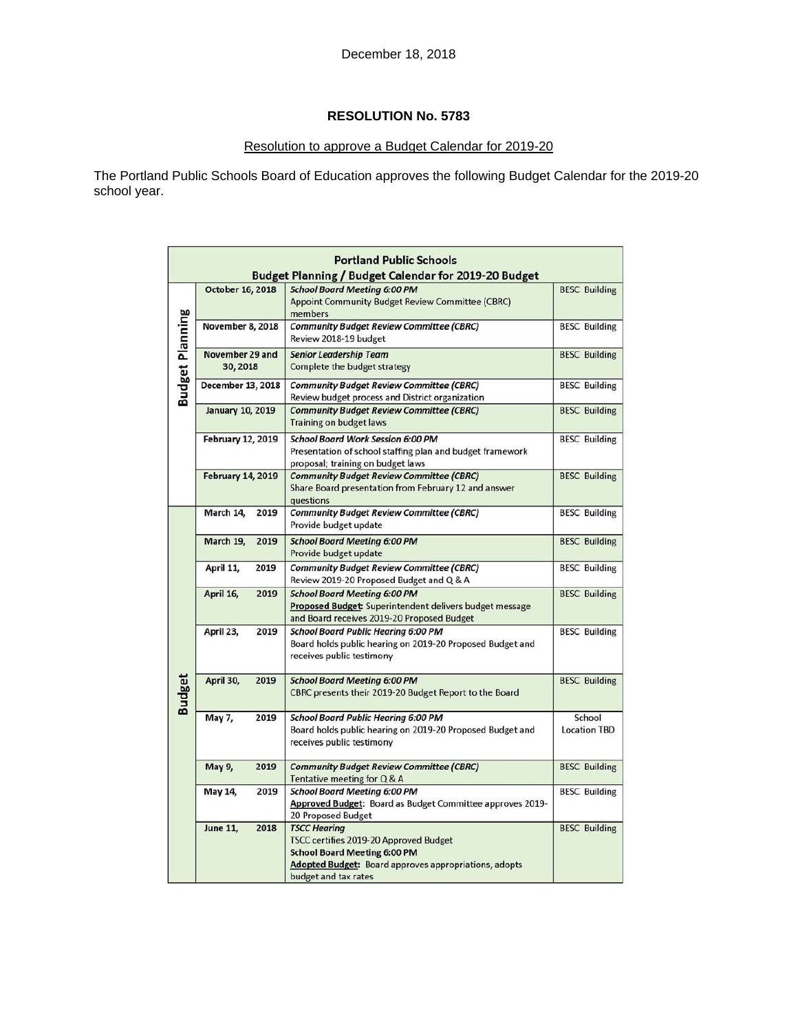December 18, 2018

**RESOLUTION No. 5783**

Resolution to approve a Budget Calendar for 2019-20

The Portland Public Schools Board of Education approves the following Budget Calendar for the 2019-20 school year.

| Portland Public Schools<br>Budget Planning / Budget Calendar for 2019-20 Budget | | | |
|---|---|---|---|
| Budget Planning | October 16, 2018 | *School Board Meeting 6:00 PM*<br>Appoint Community Budget Review Committee (CBRC) members | BESC Building |
| | November 8, 2018 | *Community Budget Review Committee (CBRC)*<br>Review 2018-19 budget | BESC Building |
| | November 29 and 30, 2018 | *Senior Leadership Team*<br>Complete the budget strategy | BESC Building |
| | December 13, 2018 | *Community Budget Review Committee (CBRC)*<br>Review budget process and District organization | BESC Building |
| | January 10, 2019 | *Community Budget Review Committee (CBRC)*<br>Training on budget laws | BESC Building |
| | February 12, 2019 | *School Board Work Session 6:00 PM*<br>Presentation of school staffing plan and budget framework proposal; training on budget laws | BESC Building |
| | February 14, 2019 | *Community Budget Review Committee (CBRC)*<br>Share Board presentation from February 12 and answer questions | BESC Building |
| Budget | March 14, 2019 | *Community Budget Review Committee (CBRC)*<br>Provide budget update | BESC Building |
| | March 19, 2019 | *School Board Meeting 6:00 PM*<br>Provide budget update | BESC Building |
| | April 11, 2019 | *Community Budget Review Committee (CBRC)*<br>Review 2019-20 Proposed Budget and Q & A | BESC Building |
| | April 16, 2019 | *School Board Meeting 6:00 PM*<br>**Proposed Budget**: Superintendent delivers budget message and Board receives 2019-20 Proposed Budget | BESC Building |
| | April 23, 2019 | *School Board Public Hearing 6:00 PM*<br>Board holds public hearing on 2019-20 Proposed Budget and receives public testimony | BESC Building |
| | April 30, 2019 | *School Board Meeting 6:00 PM*<br>CBRC presents their 2019-20 Budget Report to the Board | BESC Building |
| | May 7, 2019 | *School Board Public Hearing 6:00 PM*<br>Board holds public hearing on 2019-20 Proposed Budget and receives public testimony | School Location TBD |
| | May 9, 2019 | *Community Budget Review Committee (CBRC)*<br>Tentative meeting for Q & A | BESC Building |
| | May 14, 2019 | *School Board Meeting 6:00 PM*<br>**Approved Budget**: Board as Budget Committee approves 2019-20 Proposed Budget | BESC Building |
| | June 11, 2018 | *TSCC Hearing*<br>TSCC certifies 2019-20 Approved Budget<br>School Board Meeting 6:00 PM<br>**Adopted Budget**: Board approves appropriations, adopts budget and tax rates | BESC Building |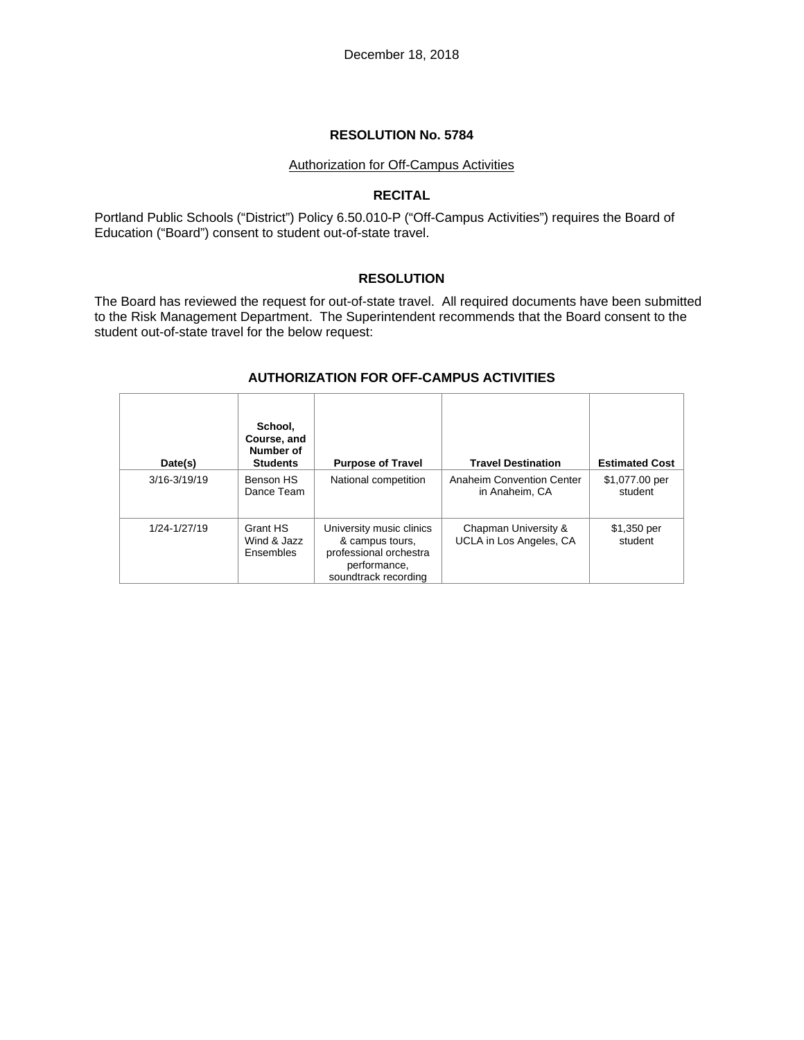December 18, 2018

## RESOLUTION No. 5784

Authorization for Off-Campus Activities

### RECITAL

Portland Public Schools ("District") Policy 6.50.010-P ("Off-Campus Activities") requires the Board of Education ("Board") consent to student out-of-state travel.

### RESOLUTION

The Board has reviewed the request for out-of-state travel. All required documents have been submitted to the Risk Management Department. The Superintendent recommends that the Board consent to the student out-of-state travel for the below request:

### AUTHORIZATION FOR OFF-CAMPUS ACTIVITIES

| Date(s) | School, Course, and Number of Students | Purpose of Travel | Travel Destination | Estimated Cost |
|---|---|---|---|---|
| 3/16-3/19/19 | Benson HS Dance Team | National competition | Anaheim Convention Center in Anaheim, CA | $1,077.00 per student |
| 1/24-1/27/19 | Grant HS Wind & Jazz Ensembles | University music clinics & campus tours, professional orchestra performance, soundtrack recording | Chapman University & UCLA in Los Angeles, CA | $1,350 per student |